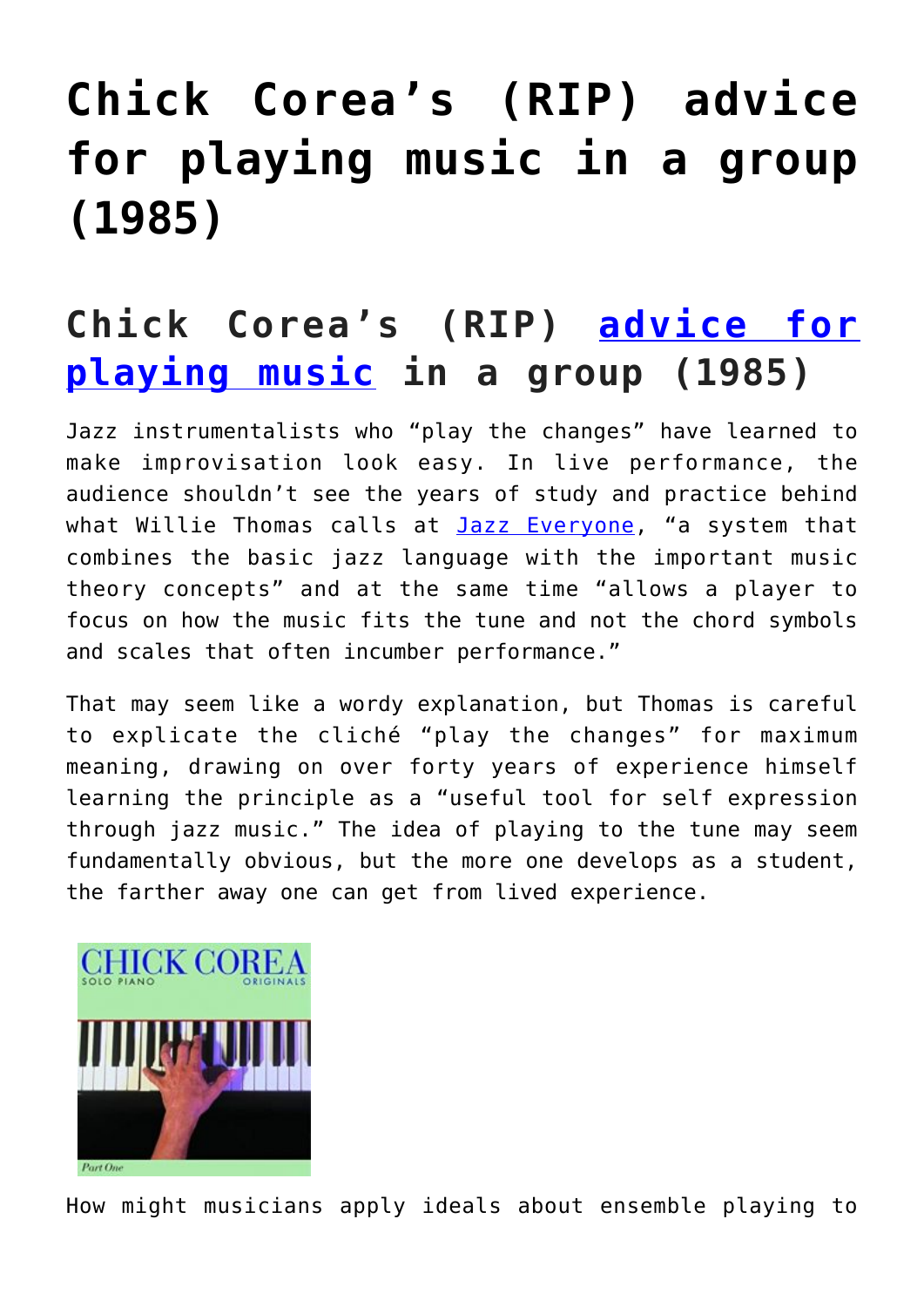# Chick Corea's (RIP) advice for playing music in a group (1985)

## Chick Corea's (RIP) advice for playing music in a group (1985)

Jazz instrumentalists who "play the changes" have learned to make improvisation look easy. In live performance, the audience shouldn't see the years of study and practice behind what Willie Thomas calls at Jazz Everyone, "a system that combines the basic jazz language with the important music theory concepts" and at the same time "allows a player to focus on how the music fits the tune and not the chord symbols and scales that often incumber performance."

That may seem like a wordy explanation, but Thomas is careful to explicate the cliché "play the changes" for maximum meaning, drawing on over forty years of experience himself learning the principle as a "useful tool for self expression through jazz music." The idea of playing to the tune may seem fundamentally obvious, but the more one develops as a student, the farther away one can get from lived experience.

How might musicians apply ideals about ensemble playing to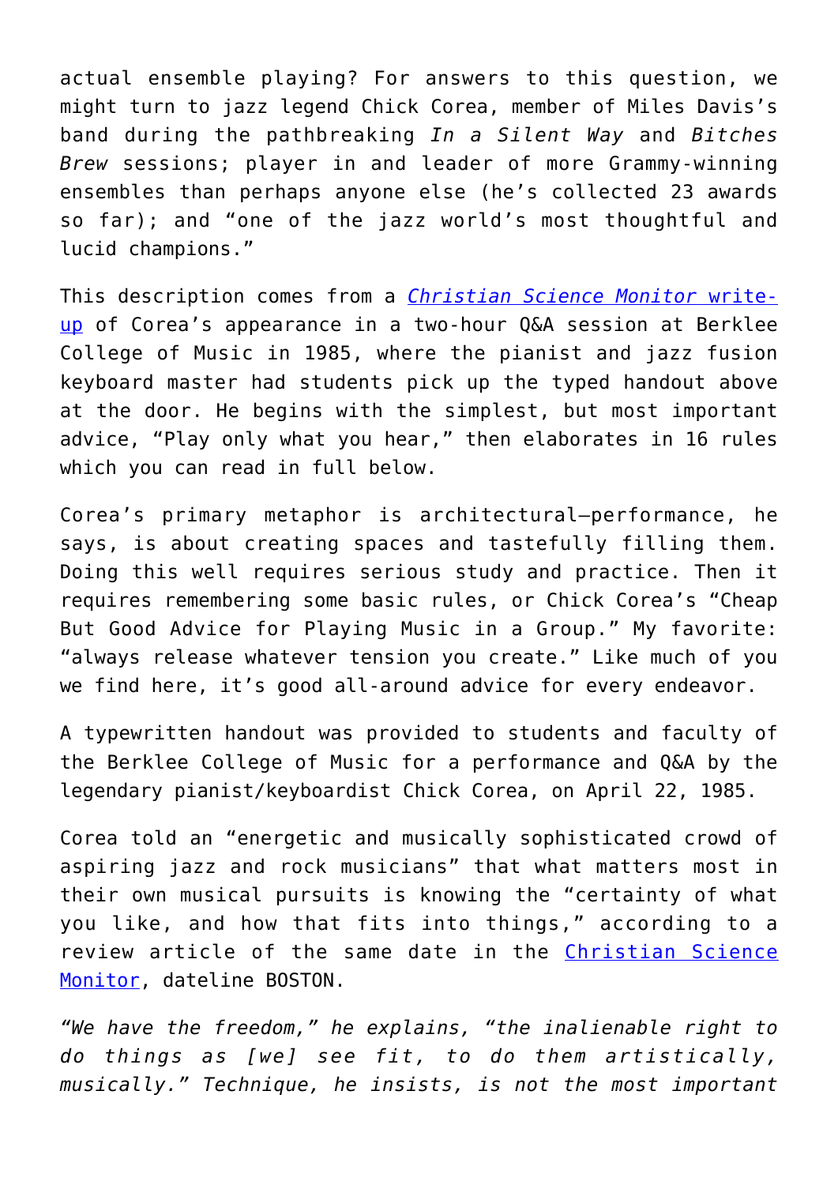actual ensemble playing? For answers to this question, we might turn to jazz legend Chick Corea, member of Miles Davis's band during the pathbreaking *In a Silent Way* and *Bitches Brew* sessions; player in and leader of more Grammy-winning ensembles than perhaps anyone else (he's collected 23 awards so far); and "one of the jazz world's most thoughtful and lucid champions."

This description comes from a [*Christian Science Monitor* write-up]() of Corea's appearance in a two-hour Q&A session at Berklee College of Music in 1985, where the pianist and jazz fusion keyboard master had students pick up the typed handout above at the door. He begins with the simplest, but most important advice, "Play only what you hear," then elaborates in 16 rules which you can read in full below.

Corea's primary metaphor is architectural—performance, he says, is about creating spaces and tastefully filling them. Doing this well requires serious study and practice. Then it requires remembering some basic rules, or Chick Corea's "Cheap But Good Advice for Playing Music in a Group." My favorite: "always release whatever tension you create." Like much of you we find here, it's good all-around advice for every endeavor.

A typewritten handout was provided to students and faculty of the Berklee College of Music for a performance and Q&A by the legendary pianist/keyboardist Chick Corea, on April 22, 1985.

Corea told an "energetic and musically sophisticated crowd of aspiring jazz and rock musicians" that what matters most in their own musical pursuits is knowing the "certainty of what you like, and how that fits into things," according to a review article of the same date in the [Christian Science Monitor](), dateline BOSTON.

*"We have the freedom," he explains, "the inalienable right to do things as [we] see fit, to do them artistically, musically." Technique, he insists, is not the most important*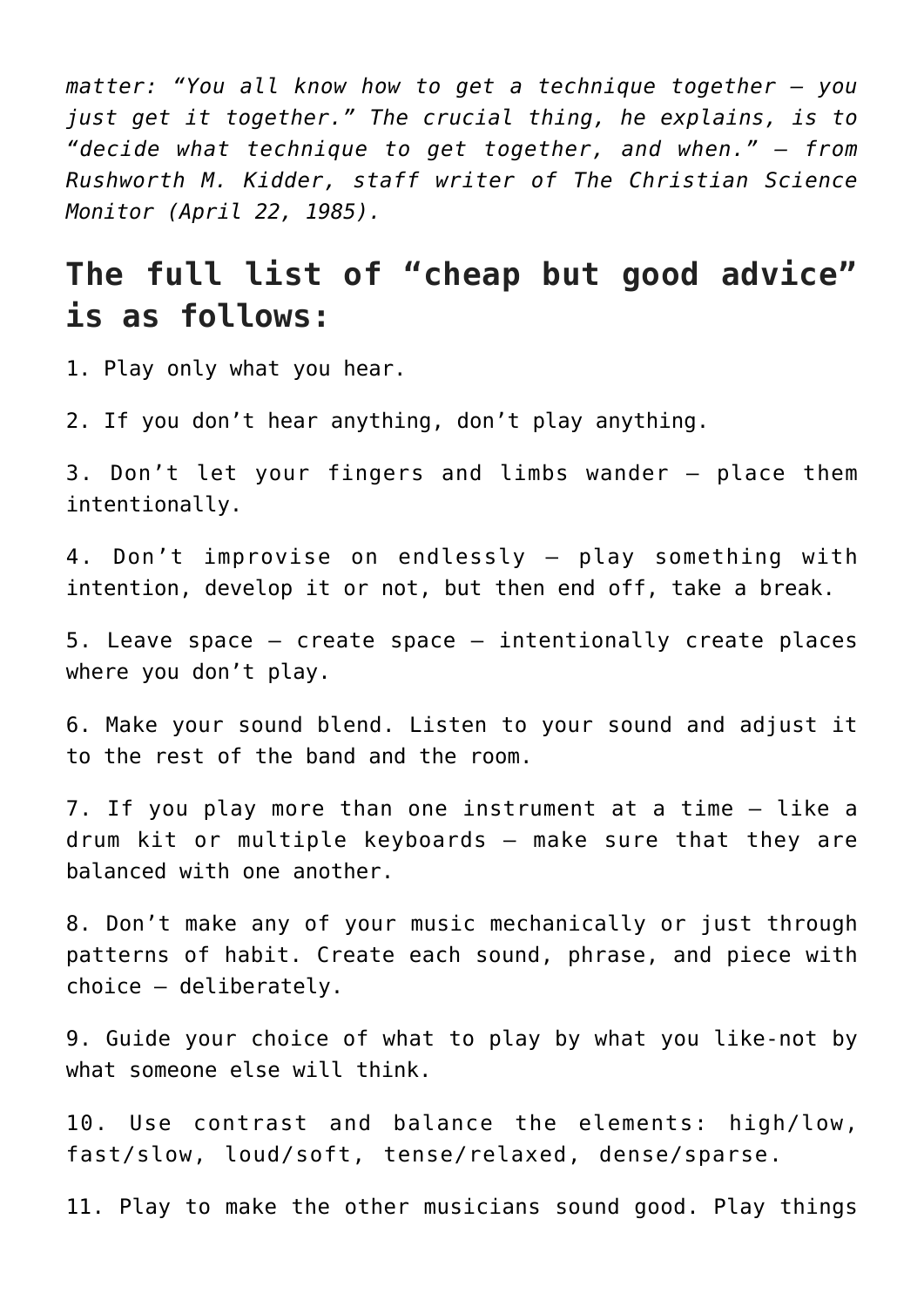*matter: "You all know how to get a technique together — you just get it together." The crucial thing, he explains, is to "decide what technique to get together, and when." — from Rushworth M. Kidder, staff writer of The Christian Science Monitor (April 22, 1985).*

## The full list of "cheap but good advice" is as follows:

1. Play only what you hear.

2. If you don't hear anything, don't play anything.

3. Don't let your fingers and limbs wander — place them intentionally.

4. Don't improvise on endlessly — play something with intention, develop it or not, but then end off, take a break.

5. Leave space — create space — intentionally create places where you don't play.

6. Make your sound blend. Listen to your sound and adjust it to the rest of the band and the room.

7. If you play more than one instrument at a time — like a drum kit or multiple keyboards — make sure that they are balanced with one another.

8. Don't make any of your music mechanically or just through patterns of habit. Create each sound, phrase, and piece with choice — deliberately.

9. Guide your choice of what to play by what you like-not by what someone else will think.

10. Use contrast and balance the elements: high/low, fast/slow, loud/soft, tense/relaxed, dense/sparse.

11. Play to make the other musicians sound good. Play things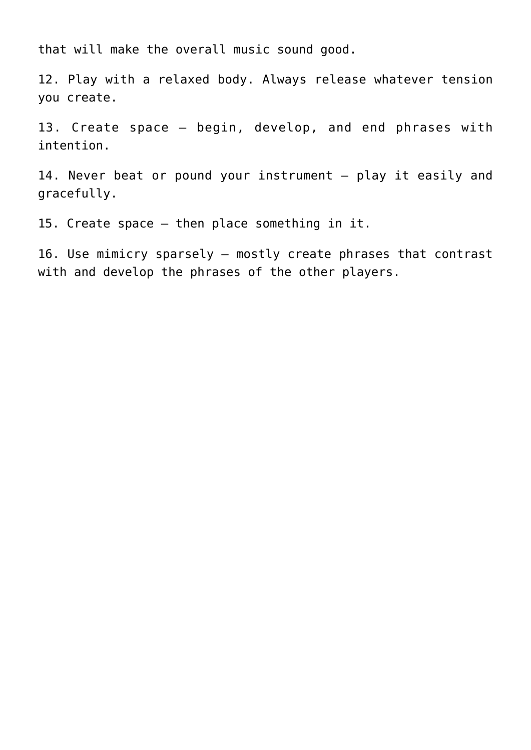that will make the overall music sound good.

12. Play with a relaxed body. Always release whatever tension you create.

13. Create space – begin, develop, and end phrases with intention.

14. Never beat or pound your instrument – play it easily and gracefully.

15. Create space – then place something in it.

16. Use mimicry sparsely – mostly create phrases that contrast with and develop the phrases of the other players.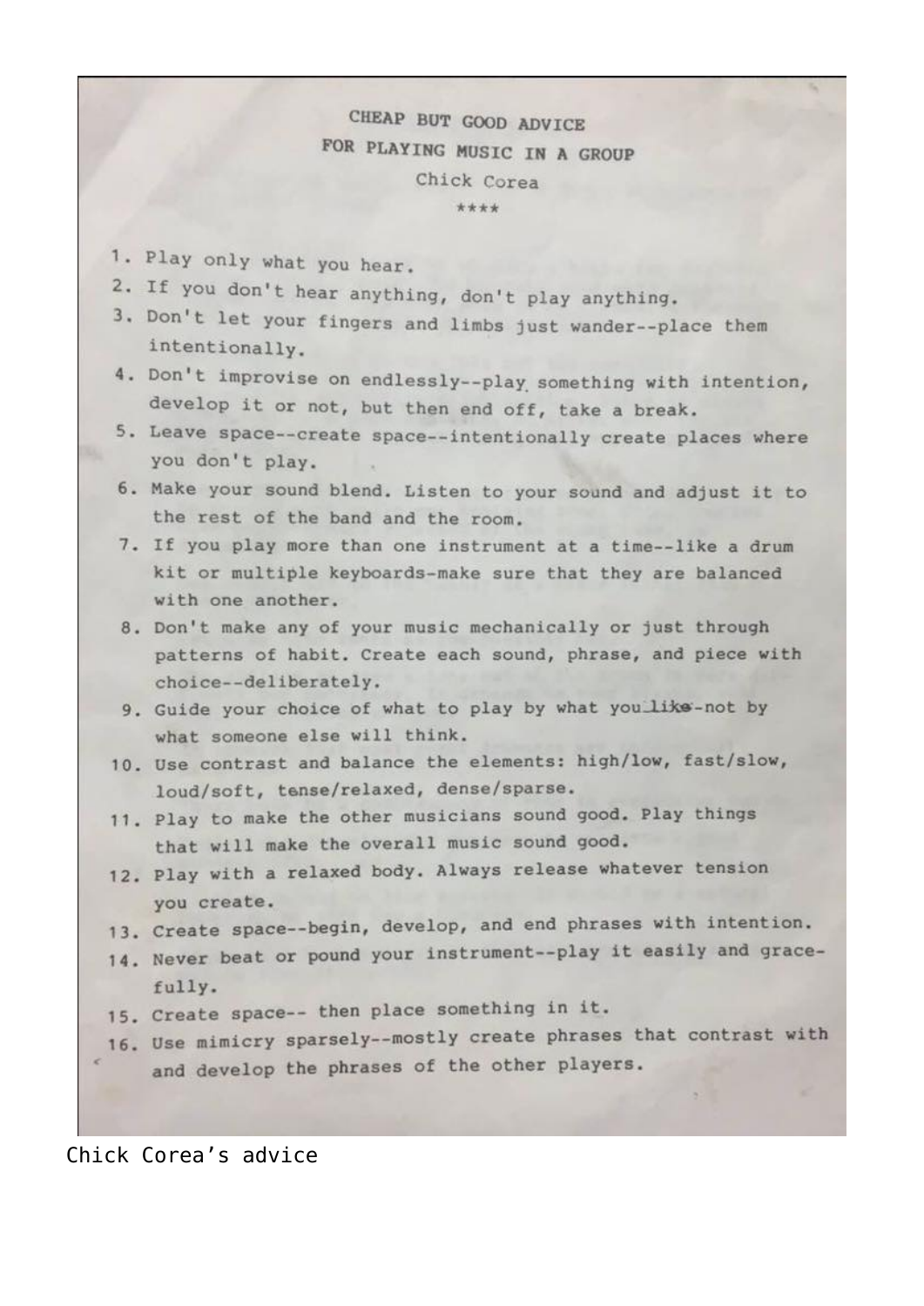# CHEAP BUT GOOD ADVICE FOR PLAYING MUSIC IN A GROUP

Chick Corea

****

1. Play only what you hear.
2. If you don't hear anything, don't play anything.
3. Don't let your fingers and limbs just wander--place them intentionally.
4. Don't improvise on endlessly--play something with intention, develop it or not, but then end off, take a break.
5. Leave space--create space--intentionally create places where you don't play.
6. Make your sound blend. Listen to your sound and adjust it to the rest of the band and the room.
7. If you play more than one instrument at a time--like a drum kit or multiple keyboards-make sure that they are balanced with one another.
8. Don't make any of your music mechanically or just through patterns of habit. Create each sound, phrase, and piece with choice--deliberately.
9. Guide your choice of what to play by what you like-not by what someone else will think.
10. Use contrast and balance the elements: high/low, fast/slow, loud/soft, tense/relaxed, dense/sparse.
11. Play to make the other musicians sound good. Play things that will make the overall music sound good.
12. Play with a relaxed body. Always release whatever tension you create.
13. Create space--begin, develop, and end phrases with intention.
14. Never beat or pound your instrument--play it easily and gracefully.
15. Create space-- then place something in it.
16. Use mimicry sparsely--mostly create phrases that contrast with and develop the phrases of the other players.

Chick Corea's advice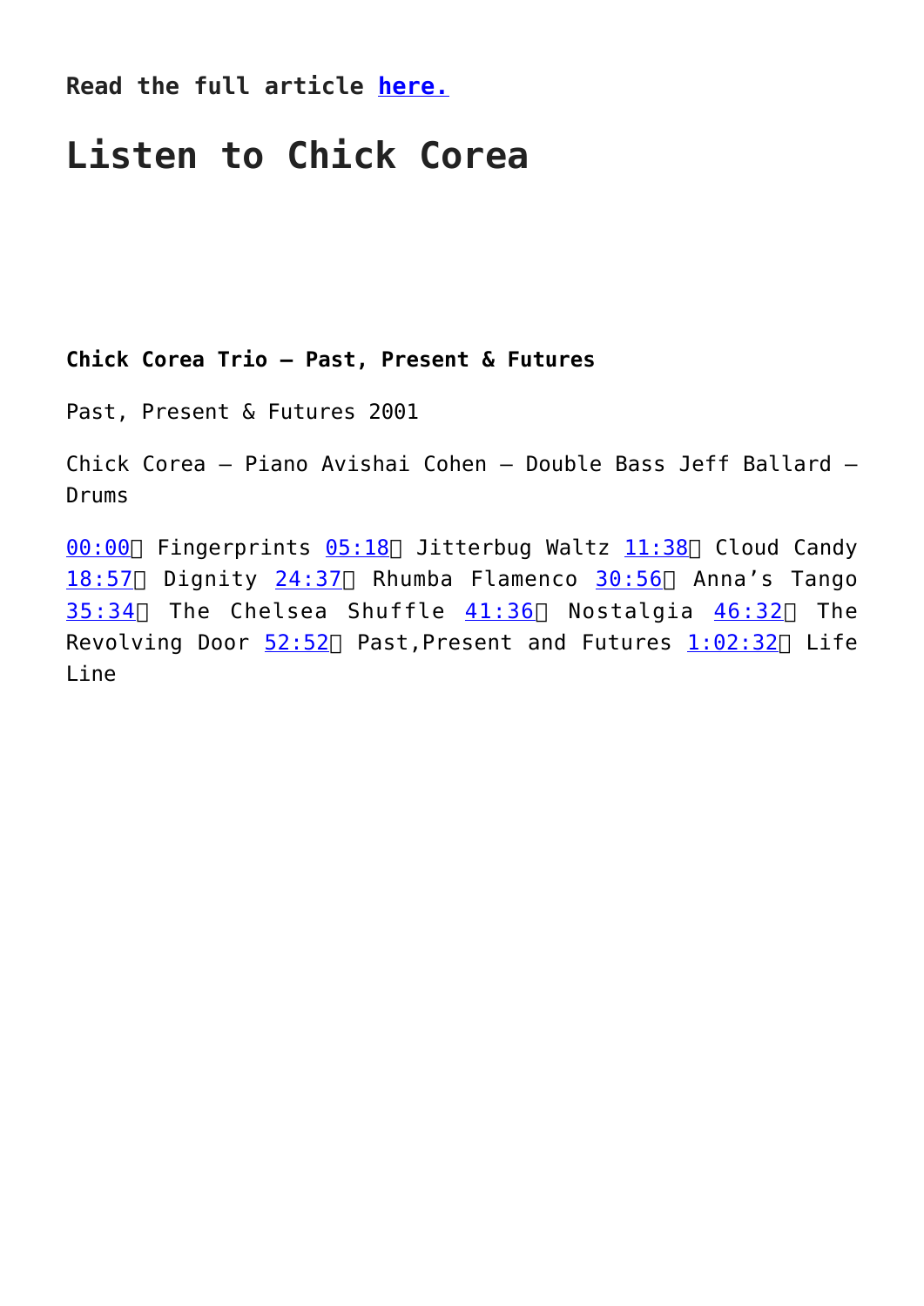**Read the full article here.**

# Listen to Chick Corea

**Chick Corea Trio – Past, Present & Futures**

Past, Present & Futures 2001

Chick Corea – Piano Avishai Cohen – Double Bass Jeff Ballard – Drums

00:00 Fingerprints 05:18 Jitterbug Waltz 11:38 Cloud Candy 18:57 Dignity 24:37 Rhumba Flamenco 30:56 Anna's Tango 35:34 The Chelsea Shuffle 41:36 Nostalgia 46:32 The Revolving Door 52:52 Past,Present and Futures 1:02:32 Life Line